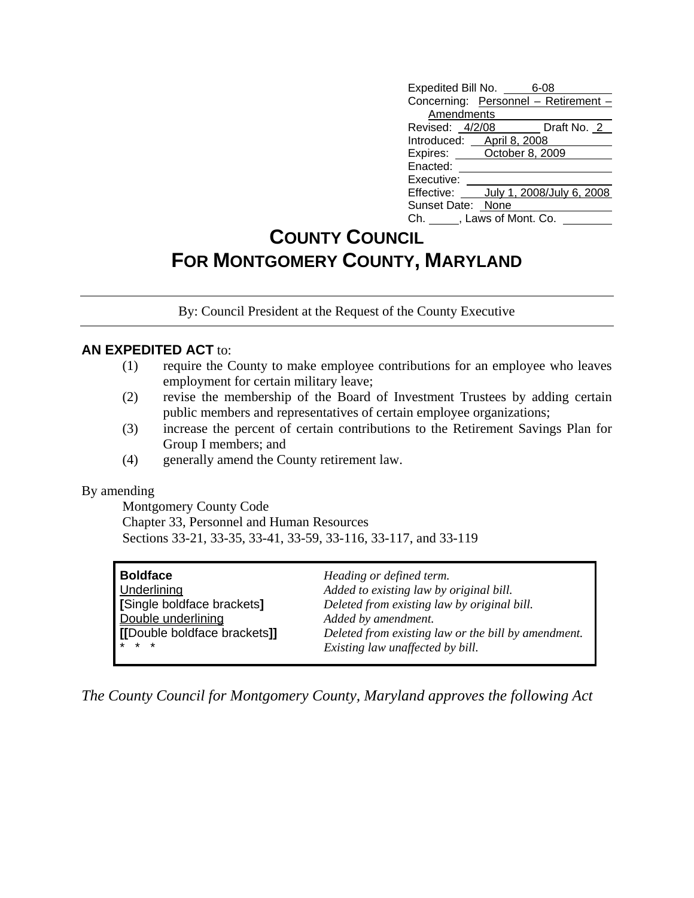Expedited Bill No. 6-08
Concerning: Personnel – Retirement – Amendments
Revised: 4/2/08 Draft No. 2
Introduced: April 8, 2008
Expires: October 8, 2009
Enacted:
Executive:
Effective: July 1, 2008/July 6, 2008
Sunset Date: None
Ch. \_\_\_\_, Laws of Mont. Co.

# COUNTY COUNCIL
# FOR MONTGOMERY COUNTY, MARYLAND

By: Council President at the Request of the County Executive

**AN EXPEDITED ACT** to:

(1) require the County to make employee contributions for an employee who leaves employment for certain military leave;

(2) revise the membership of the Board of Investment Trustees by adding certain public members and representatives of certain employee organizations;

(3) increase the percent of certain contributions to the Retirement Savings Plan for Group I members; and

(4) generally amend the County retirement law.

By amending

Montgomery County Code
Chapter 33, Personnel and Human Resources
Sections 33-21, 33-35, 33-41, 33-59, 33-116, 33-117, and 33-119

| | |
|---|---|
| **Boldface** | *Heading or defined term.* |
| Underlining | *Added to existing law by original bill.* |
| **[**Single boldface brackets**]** | *Deleted from existing law by original bill.* |
| Double underlining | *Added by amendment.* |
| **[[**Double boldface brackets**]]** | *Deleted from existing law or the bill by amendment.* |
| \* \* \* | *Existing law unaffected by bill.* |

*The County Council for Montgomery County, Maryland approves the following Act*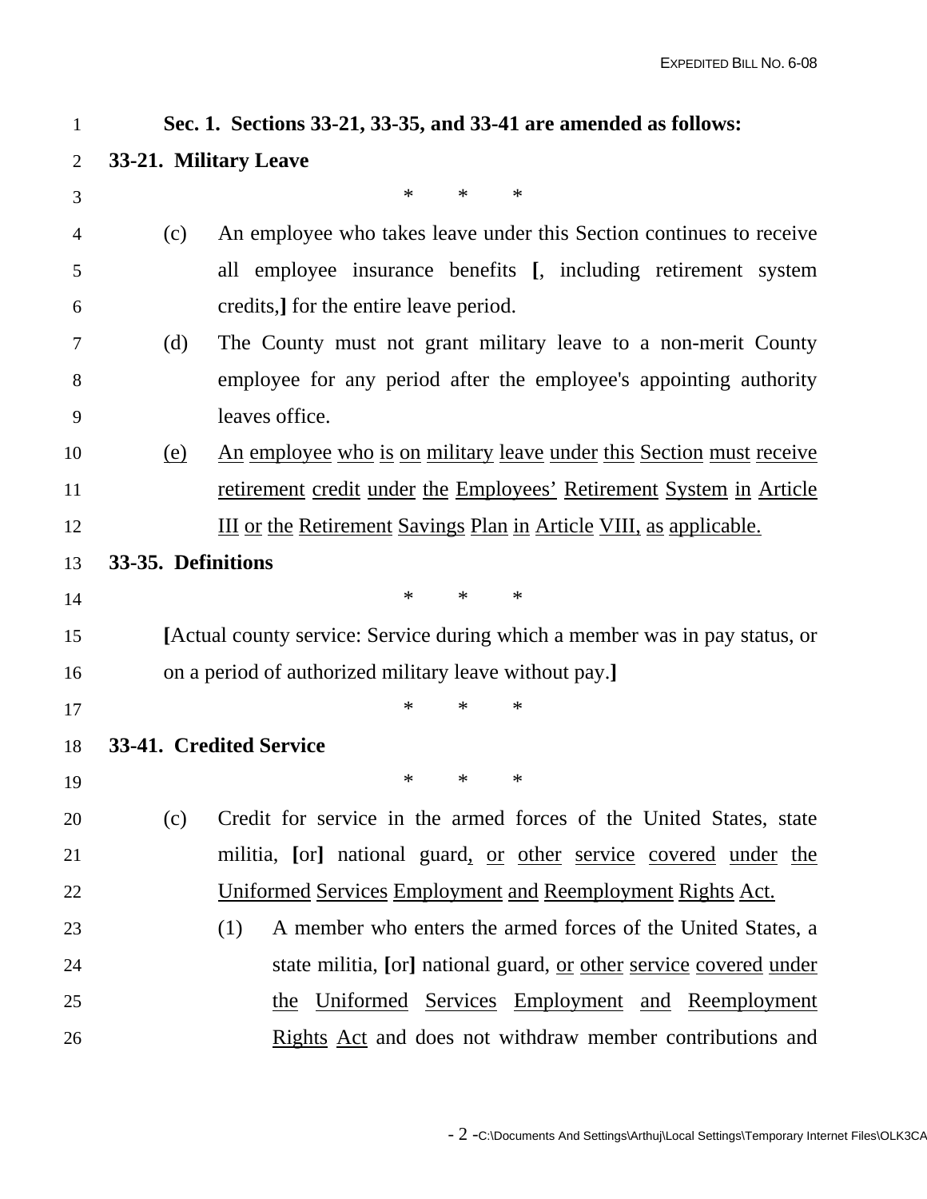**Sec. 1. Sections 33-21, 33-35, and 33-41 are amended as follows:**

**33-21. Military Leave**

\* \* \*

(c) An employee who takes leave under this Section continues to receive all employee insurance benefits **[**, including retirement system credits,**]** for the entire leave period.

(d) The County must not grant military leave to a non-merit County employee for any period after the employee's appointing authority leaves office.

(e) An employee who is on military leave under this Section must receive retirement credit under the Employees' Retirement System in Article III or the Retirement Savings Plan in Article VIII, as applicable.

**33-35. Definitions**

\* \* \*

**[**Actual county service: Service during which a member was in pay status, or on a period of authorized military leave without pay.**]**

\* \* \*

**33-41. Credited Service**

\* \* \*

(c) Credit for service in the armed forces of the United States, state militia, **[**or**]** national guard, or other service covered under the Uniformed Services Employment and Reemployment Rights Act.

(1) A member who enters the armed forces of the United States, a state militia, **[**or**]** national guard, or other service covered under the Uniformed Services Employment and Reemployment Rights Act and does not withdraw member contributions and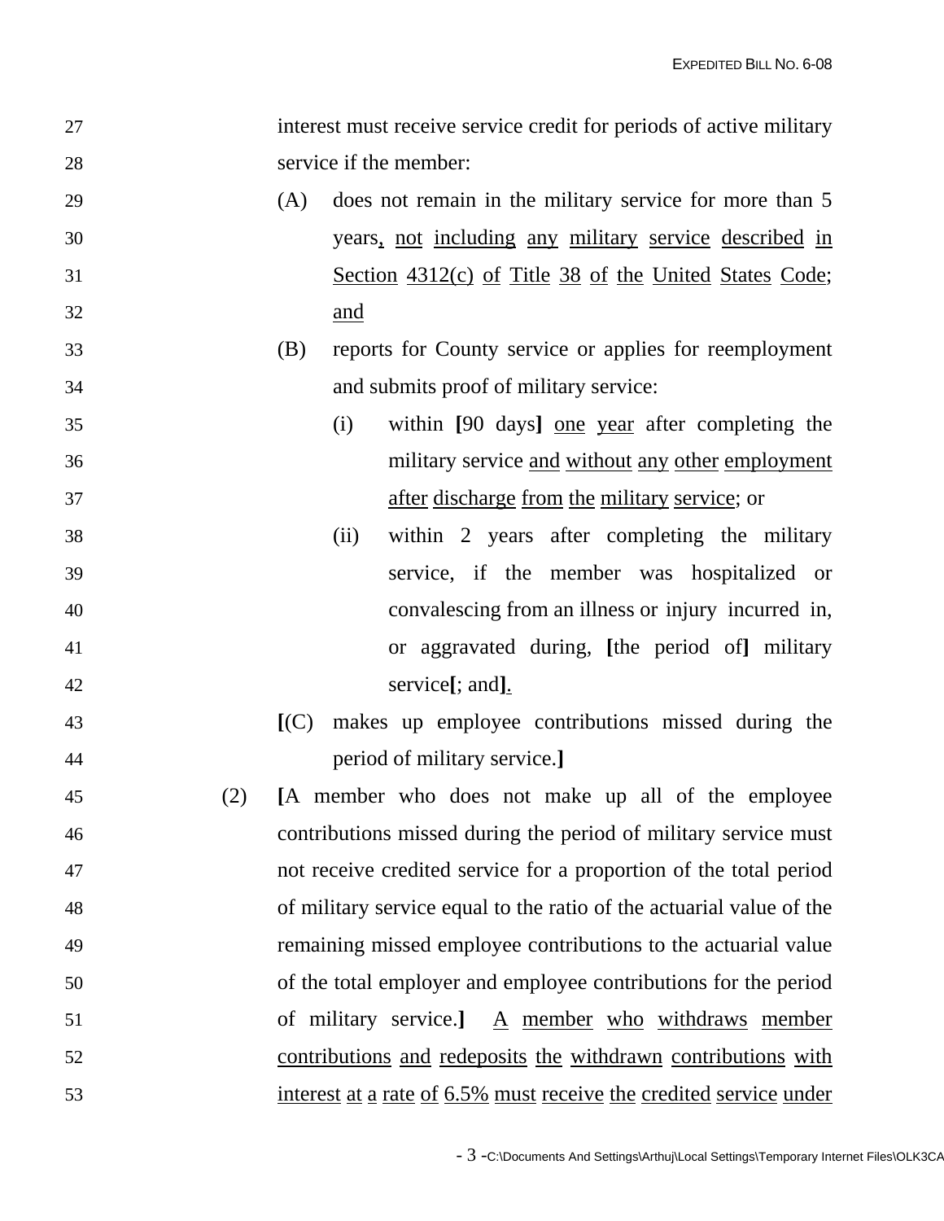interest must receive service credit for periods of active military service if the member:

(A) does not remain in the military service for more than 5 years, not including any military service described in Section 4312(c) of Title 38 of the United States Code; and

(B) reports for County service or applies for reemployment and submits proof of military service:

(i) within [90 days] one year after completing the military service and without any other employment after discharge from the military service; or

(ii) within 2 years after completing the military service, if the member was hospitalized or convalescing from an illness or injury incurred in, or aggravated during, [the period of] military service[; and].

[(C) makes up employee contributions missed during the period of military service.]

(2) [A member who does not make up all of the employee contributions missed during the period of military service must not receive credited service for a proportion of the total period of military service equal to the ratio of the actuarial value of the remaining missed employee contributions to the actuarial value of the total employer and employee contributions for the period of military service.] A member who withdraws member contributions and redeposits the withdrawn contributions with interest at a rate of 6.5% must receive the credited service under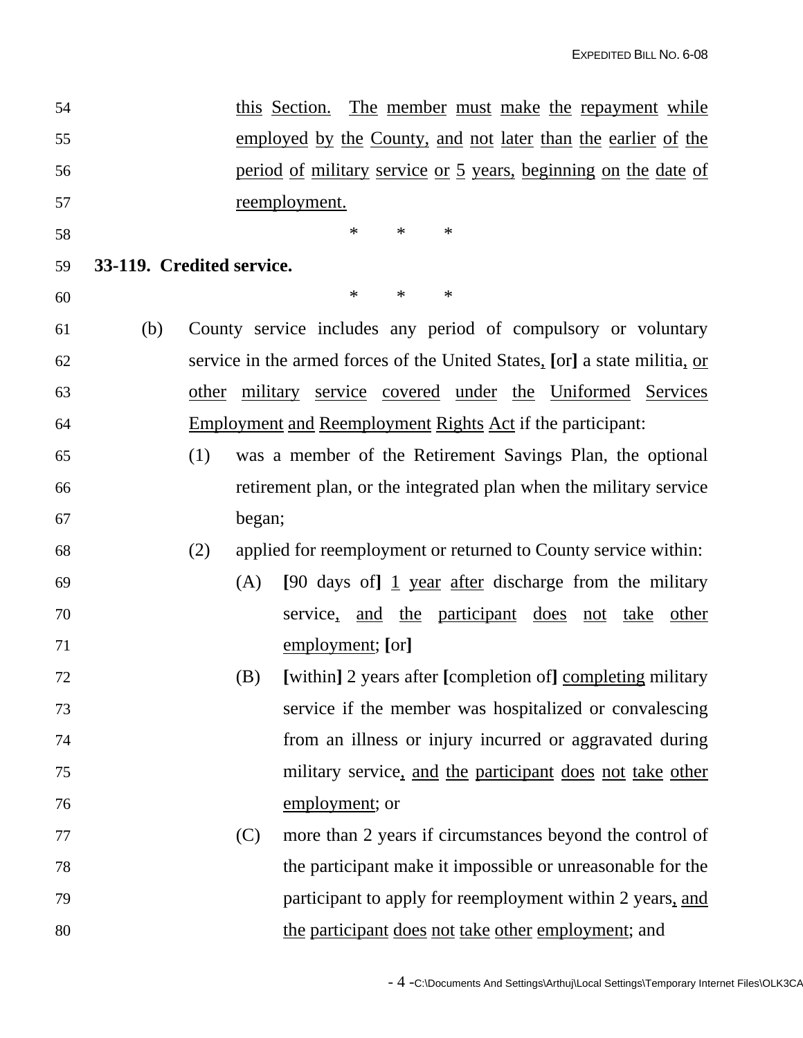this Section. The member must make the repayment while employed by the County, and not later than the earlier of the period of military service or 5 years, beginning on the date of reemployment.

\* \* \*

**33-119. Credited service.**

\* \* \*

(b) County service includes any period of compulsory or voluntary service in the armed forces of the United States, [or] a state militia, or other military service covered under the Uniformed Services Employment and Reemployment Rights Act if the participant:

(1) was a member of the Retirement Savings Plan, the optional retirement plan, or the integrated plan when the military service began;

(2) applied for reemployment or returned to County service within:

(A) [90 days of] 1 year after discharge from the military service, and the participant does not take other employment; [or]

(B) [within] 2 years after [completion of] completing military service if the member was hospitalized or convalescing from an illness or injury incurred or aggravated during military service, and the participant does not take other employment; or

(C) more than 2 years if circumstances beyond the control of the participant make it impossible or unreasonable for the participant to apply for reemployment within 2 years, and the participant does not take other employment; and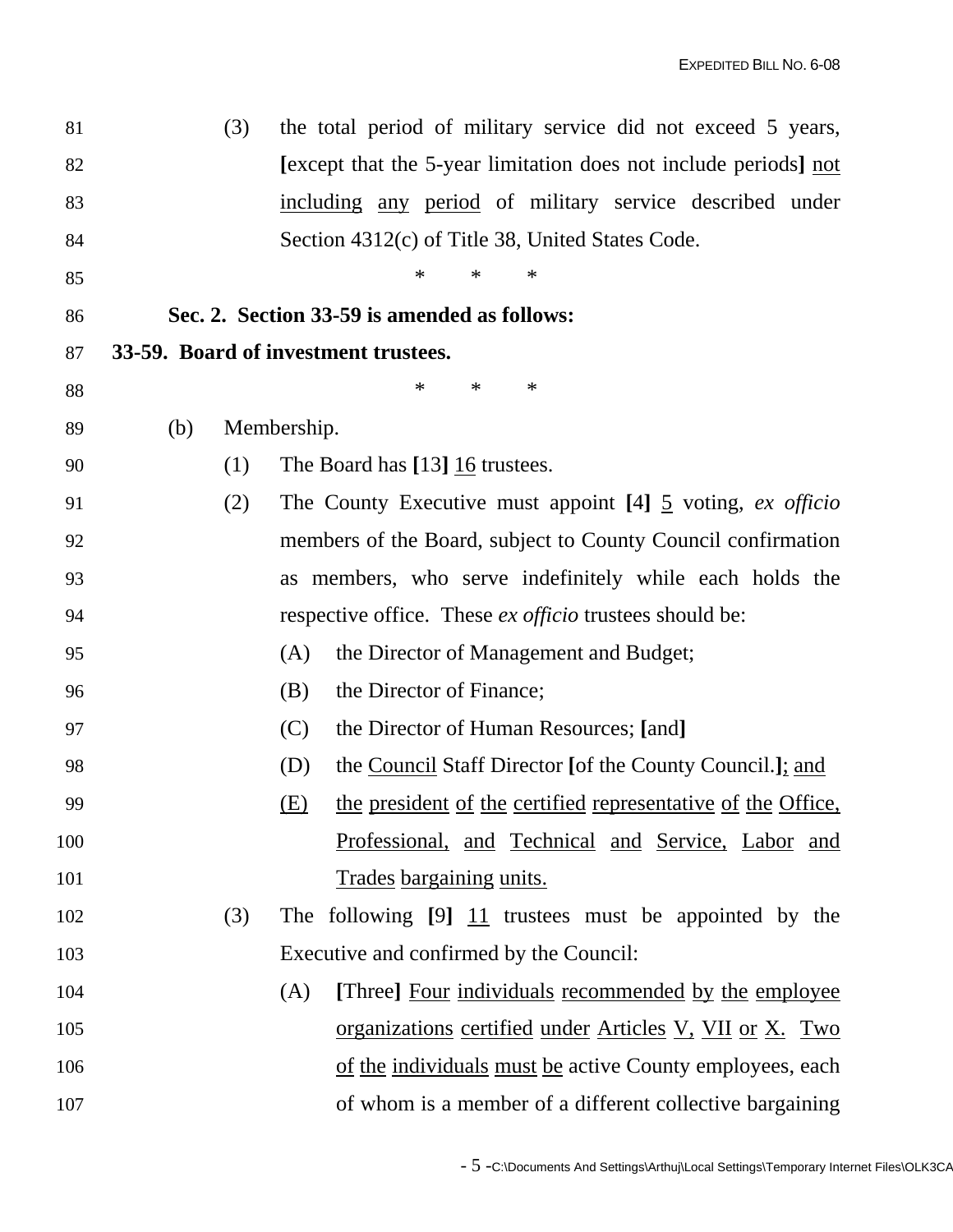(3) the total period of military service did not exceed 5 years, [except that the 5-year limitation does not include periods] <u>not including any period</u> of military service described under Section 4312(c) of Title 38, United States Code.

\* \* \*

**Sec. 2. Section 33-59 is amended as follows:**

**33-59. Board of investment trustees.**

\* \* \*

(b) Membership.

(1) The Board has [13] <u>16</u> trustees.

(2) The County Executive must appoint [4] <u>5</u> voting, *ex officio* members of the Board, subject to County Council confirmation as members, who serve indefinitely while each holds the respective office. These *ex officio* trustees should be:

(A) the Director of Management and Budget;

(B) the Director of Finance;

(C) the Director of Human Resources; [and]

(D) the <u>Council</u> Staff Director [of the County Council.]<u>; and</u>

<u>(E) the president of the certified representative of the Office, Professional, and Technical and Service, Labor and Trades bargaining units.</u>

(3) The following [9] <u>11</u> trustees must be appointed by the Executive and confirmed by the Council:

(A) [Three] <u>Four individuals recommended by the employee organizations certified under Articles V, VII or X. Two of the individuals must be</u> active County employees, each of whom is a member of a different collective bargaining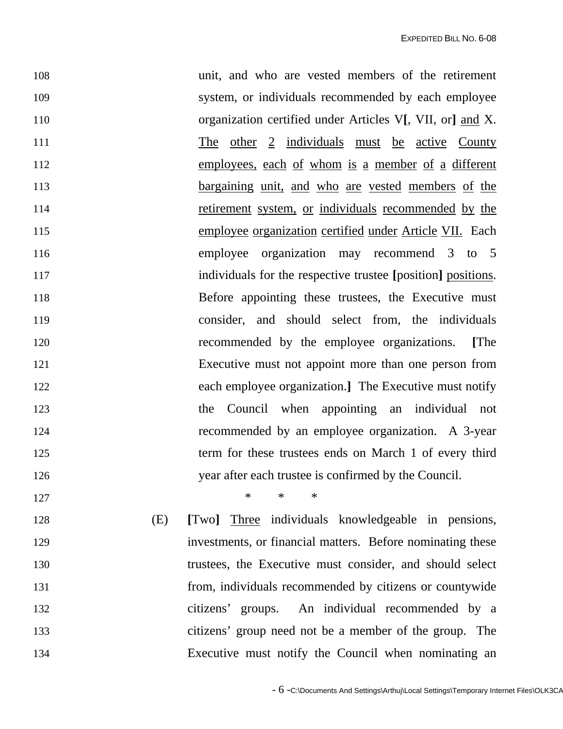108 unit, and who are vested members of the retirement
109 system, or individuals recommended by each employee
110 organization certified under Articles V[, VII, or] <u>and</u> X.
111 <u>The other 2 individuals must be active County</u>
112 <u>employees, each of whom is a member of a different</u>
113 <u>bargaining unit, and who are vested members of the</u>
114 <u>retirement system, or individuals recommended by the</u>
115 <u>employee organization certified under Article VII.</u> Each
116 employee organization may recommend 3 to 5
117 individuals for the respective trustee **[**position**]** <u>positions</u>.
118 Before appointing these trustees, the Executive must
119 consider, and should select from, the individuals
120 recommended by the employee organizations. **[**The
121 Executive must not appoint more than one person from
122 each employee organization.**]** The Executive must notify
123 the Council when appointing an individual not
124 recommended by an employee organization. A 3-year
125 term for these trustees ends on March 1 of every third
126 year after each trustee is confirmed by the Council.

127 \* \* \*

128 (E) **[**Two**]** <u>Three</u> individuals knowledgeable in pensions,
129 investments, or financial matters. Before nominating these
130 trustees, the Executive must consider, and should select
131 from, individuals recommended by citizens or countywide
132 citizens' groups. An individual recommended by a
133 citizens' group need not be a member of the group. The
134 Executive must notify the Council when nominating an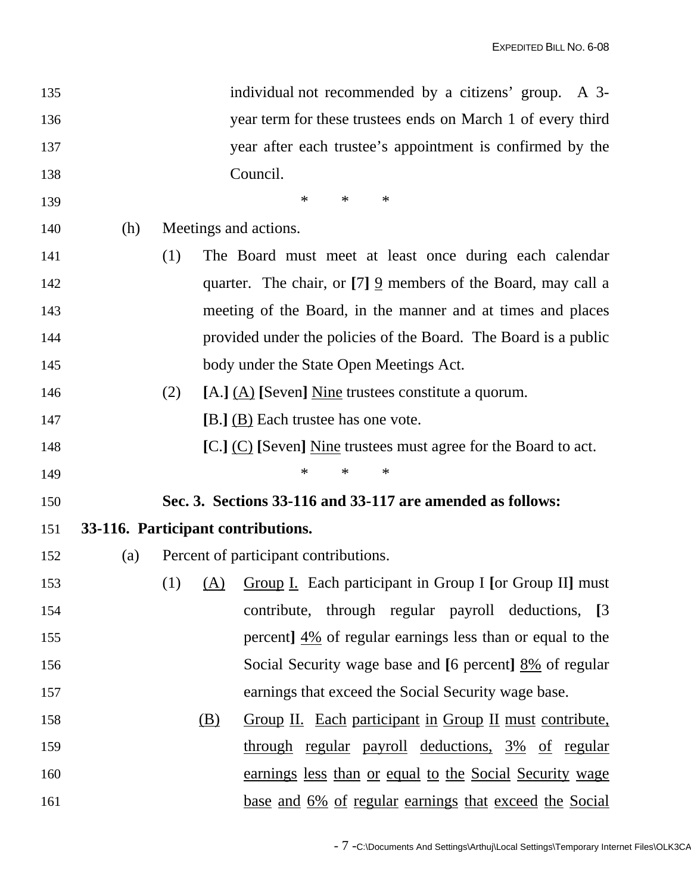individual not recommended by a citizens' group. A 3-year term for these trustees ends on March 1 of every third year after each trustee's appointment is confirmed by the Council.

\* \* \*

(h) Meetings and actions.

(1) The Board must meet at least once during each calendar quarter. The chair, or **[**7**]** <u>9</u> members of the Board, may call a meeting of the Board, in the manner and at times and places provided under the policies of the Board. The Board is a public body under the State Open Meetings Act.

(2) **[**A.**]** <u>(A)</u> **[**Seven**]** <u>Nine</u> trustees constitute a quorum.

**[**B.**]** <u>(B)</u> Each trustee has one vote.

**[**C.**]** <u>(C)</u> **[**Seven**]** <u>Nine</u> trustees must agree for the Board to act.

\* \* \*

**Sec. 3. Sections 33-116 and 33-117 are amended as follows:**

**33-116. Participant contributions.**

(a) Percent of participant contributions.

(1) <u>(A)</u> <u>Group I.</u> Each participant in Group I **[**or Group II**]** must contribute, through regular payroll deductions, **[**3 percent**]** <u>4%</u> of regular earnings less than or equal to the Social Security wage base and **[**6 percent**]** <u>8%</u> of regular earnings that exceed the Social Security wage base.

<u>(B)</u> <u>Group II. Each participant in Group II must contribute, through regular payroll deductions, 3% of regular earnings less than or equal to the Social Security wage base and 6% of regular earnings that exceed the Social</u>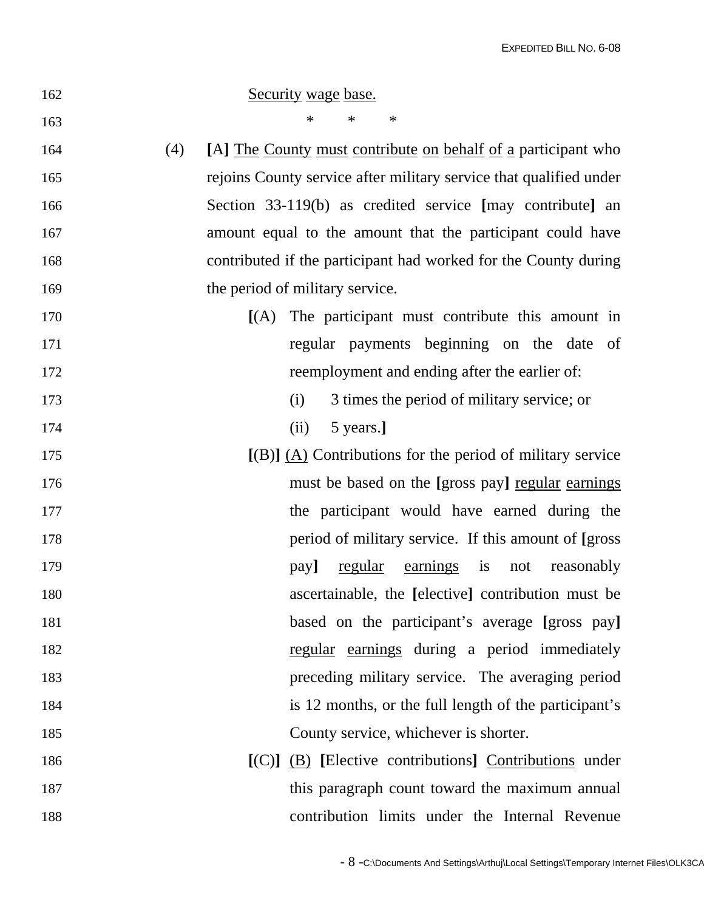Security wage base.

\* \* \*

(4) **[**A**]** The County must contribute on behalf of a participant who rejoins County service after military service that qualified under Section 33-119(b) as credited service **[**may contribute**]** an amount equal to the amount that the participant could have contributed if the participant had worked for the County during the period of military service.

**[**(A) The participant must contribute this amount in regular payments beginning on the date of reemployment and ending after the earlier of:

(i) 3 times the period of military service; or

(ii) 5 years.**]**

**[**(B)**]** (A) Contributions for the period of military service must be based on the **[**gross pay**]** regular earnings the participant would have earned during the period of military service. If this amount of **[**gross pay**]** regular earnings is not reasonably ascertainable, the **[**elective**]** contribution must be based on the participant's average **[**gross pay**]** regular earnings during a period immediately preceding military service. The averaging period is 12 months, or the full length of the participant's County service, whichever is shorter.

**[**(C)**]** (B) **[**Elective contributions**]** Contributions under this paragraph count toward the maximum annual contribution limits under the Internal Revenue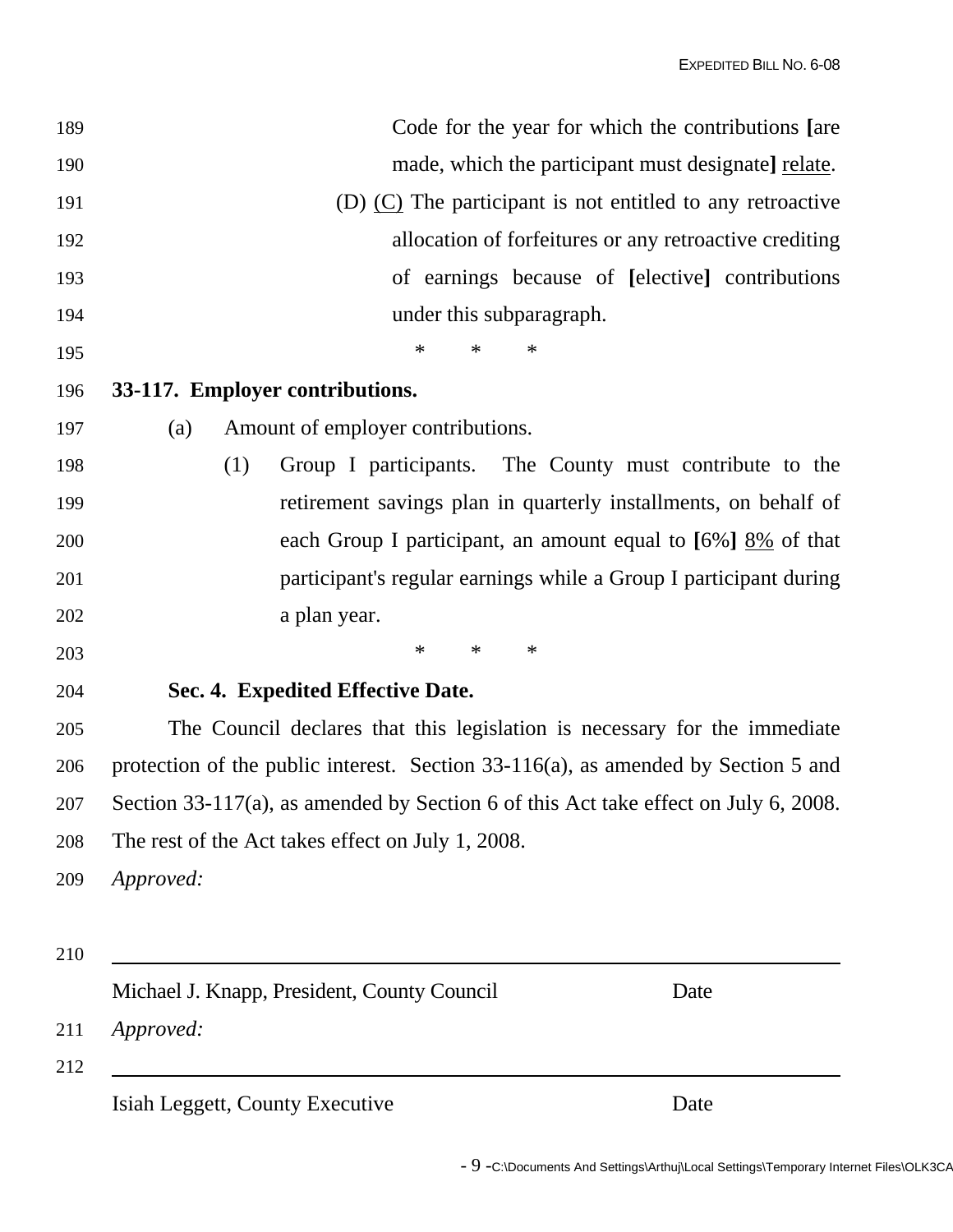Code for the year for which the contributions **[**are made, which the participant must designate**]** <u>relate</u>.

(D) <u>(C)</u> The participant is not entitled to any retroactive allocation of forfeitures or any retroactive crediting of earnings because of **[**elective**]** contributions under this subparagraph.

\* \* \*

**33-117. Employer contributions.**

(a) Amount of employer contributions.

(1) Group I participants. The County must contribute to the retirement savings plan in quarterly installments, on behalf of each Group I participant, an amount equal to **[**6%**]** <u>8%</u> of that participant's regular earnings while a Group I participant during a plan year.

\* \* \*

**Sec. 4. Expedited Effective Date.**

The Council declares that this legislation is necessary for the immediate protection of the public interest. Section 33-116(a), as amended by Section 5 and Section 33-117(a), as amended by Section 6 of this Act take effect on July 6, 2008. The rest of the Act takes effect on July 1, 2008.

*Approved:*

______________________________________________

Michael J. Knapp, President, County Council Date

*Approved:*

______________________________________________

Isiah Leggett, County Executive Date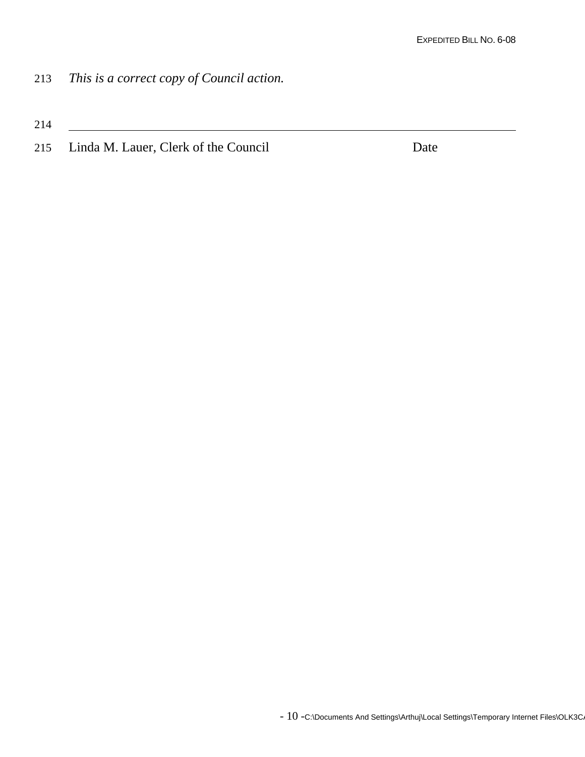213 *This is a correct copy of Council action.*

214 \_\_\_\_\_\_\_\_\_\_\_\_\_\_\_\_\_\_\_\_\_\_\_\_\_\_\_\_\_\_\_\_\_\_\_\_\_\_\_\_\_\_\_\_\_\_\_\_\_\_\_\_\_\_\_\_\_\_\_\_\_\_\_\_\_\_\_\_

215 Linda M. Lauer, Clerk of the Council                                        Date